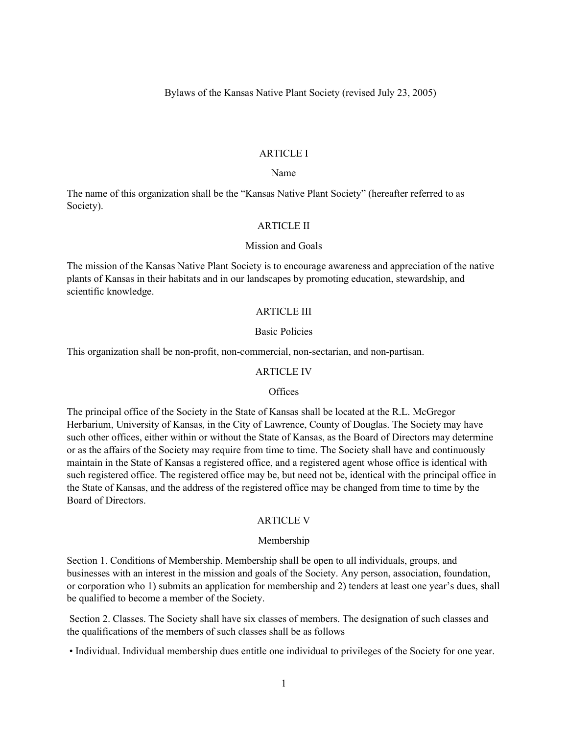# Bylaws of the Kansas Native Plant Society (revised July 23, 2005)

## ARTICLE I

### Name

The name of this organization shall be the "Kansas Native Plant Society" (hereafter referred to as Society).

## ARTICLE II

### Mission and Goals

The mission of the Kansas Native Plant Society is to encourage awareness and appreciation of the native plants of Kansas in their habitats and in our landscapes by promoting education, stewardship, and scientific knowledge.

## ARTICLE III

### Basic Policies

This organization shall be non-profit, non-commercial, non-sectarian, and non-partisan.

## ARTICLE IV

### Offices

The principal office of the Society in the State of Kansas shall be located at the R.L. McGregor Herbarium, University of Kansas, in the City of Lawrence, County of Douglas. The Society may have such other offices, either within or without the State of Kansas, as the Board of Directors may determine or as the affairs of the Society may require from time to time. The Society shall have and continuously maintain in the State of Kansas a registered office, and a registered agent whose office is identical with such registered office. The registered office may be, but need not be, identical with the principal office in the State of Kansas, and the address of the registered office may be changed from time to time by the Board of Directors.

## ARTICLE V

### Membership

Section 1. Conditions of Membership. Membership shall be open to all individuals, groups, and businesses with an interest in the mission and goals of the Society. Any person, association, foundation, or corporation who 1) submits an application for membership and 2) tenders at least one year's dues, shall be qualified to become a member of the Society.

Section 2. Classes. The Society shall have six classes of members. The designation of such classes and the qualifications of the members of such classes shall be as follows

- Individual. Individual membership dues entitle one individual to privileges of the Society for one year.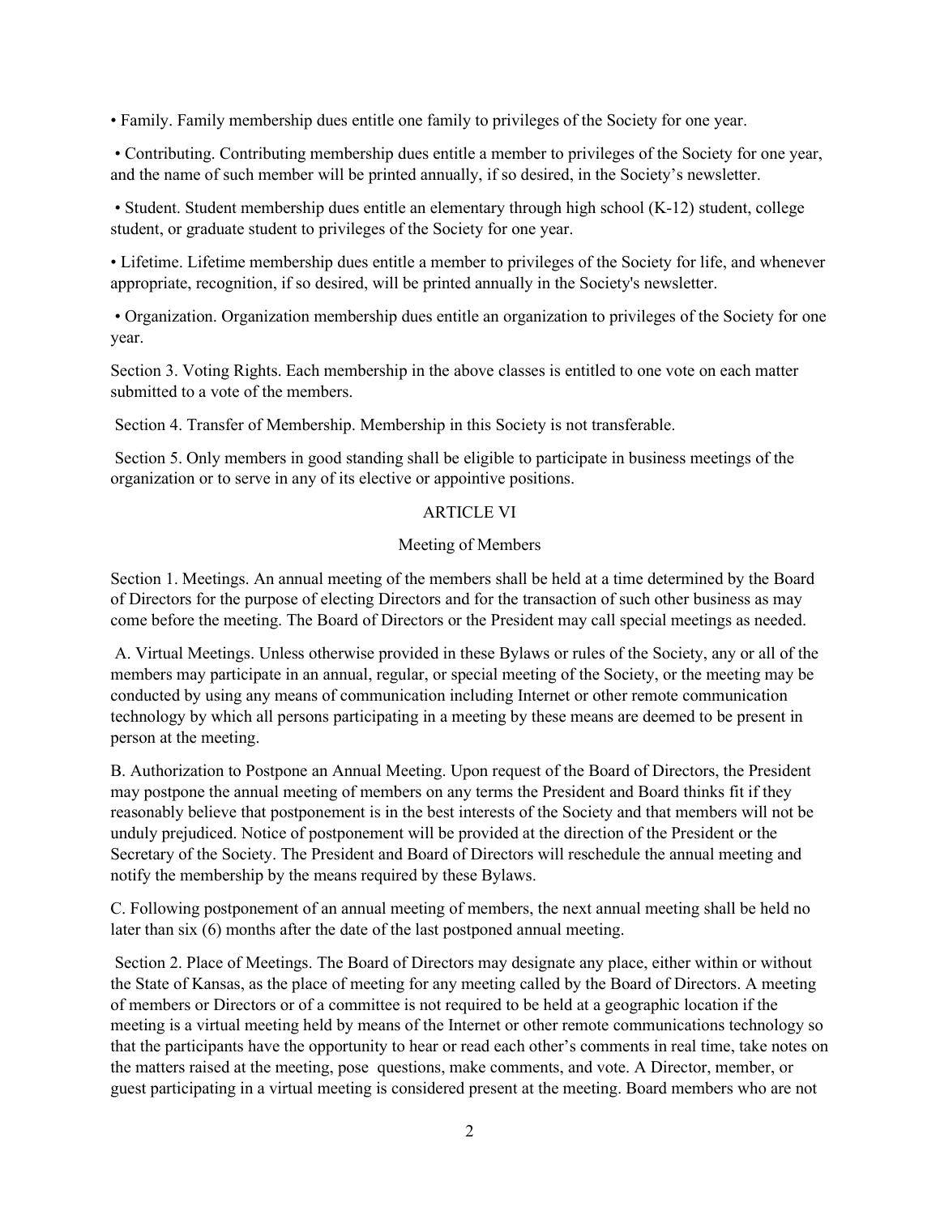- Family. Family membership dues entitle one family to privileges of the Society for one year.
- Contributing. Contributing membership dues entitle a member to privileges of the Society for one year, and the name of such member will be printed annually, if so desired, in the Society's newsletter.
- Student. Student membership dues entitle an elementary through high school (K-12) student, college student, or graduate student to privileges of the Society for one year.
- Lifetime. Lifetime membership dues entitle a member to privileges of the Society for life, and whenever appropriate, recognition, if so desired, will be printed annually in the Society's newsletter.
- Organization. Organization membership dues entitle an organization to privileges of the Society for one year.

Section 3. Voting Rights. Each membership in the above classes is entitled to one vote on each matter submitted to a vote of the members.

Section 4. Transfer of Membership. Membership in this Society is not transferable.

Section 5. Only members in good standing shall be eligible to participate in business meetings of the organization or to serve in any of its elective or appointive positions.

## ARTICLE VI

### Meeting of Members

Section 1. Meetings. An annual meeting of the members shall be held at a time determined by the Board of Directors for the purpose of electing Directors and for the transaction of such other business as may come before the meeting. The Board of Directors or the President may call special meetings as needed.

A. Virtual Meetings. Unless otherwise provided in these Bylaws or rules of the Society, any or all of the members may participate in an annual, regular, or special meeting of the Society, or the meeting may be conducted by using any means of communication including Internet or other remote communication technology by which all persons participating in a meeting by these means are deemed to be present in person at the meeting.

B. Authorization to Postpone an Annual Meeting. Upon request of the Board of Directors, the President may postpone the annual meeting of members on any terms the President and Board thinks fit if they reasonably believe that postponement is in the best interests of the Society and that members will not be unduly prejudiced. Notice of postponement will be provided at the direction of the President or the Secretary of the Society. The President and Board of Directors will reschedule the annual meeting and notify the membership by the means required by these Bylaws.

C. Following postponement of an annual meeting of members, the next annual meeting shall be held no later than six (6) months after the date of the last postponed annual meeting.

Section 2. Place of Meetings. The Board of Directors may designate any place, either within or without the State of Kansas, as the place of meeting for any meeting called by the Board of Directors. A meeting of members or Directors or of a committee is not required to be held at a geographic location if the meeting is a virtual meeting held by means of the Internet or other remote communications technology so that the participants have the opportunity to hear or read each other's comments in real time, take notes on the matters raised at the meeting, pose questions, make comments, and vote. A Director, member, or guest participating in a virtual meeting is considered present at the meeting. Board members who are not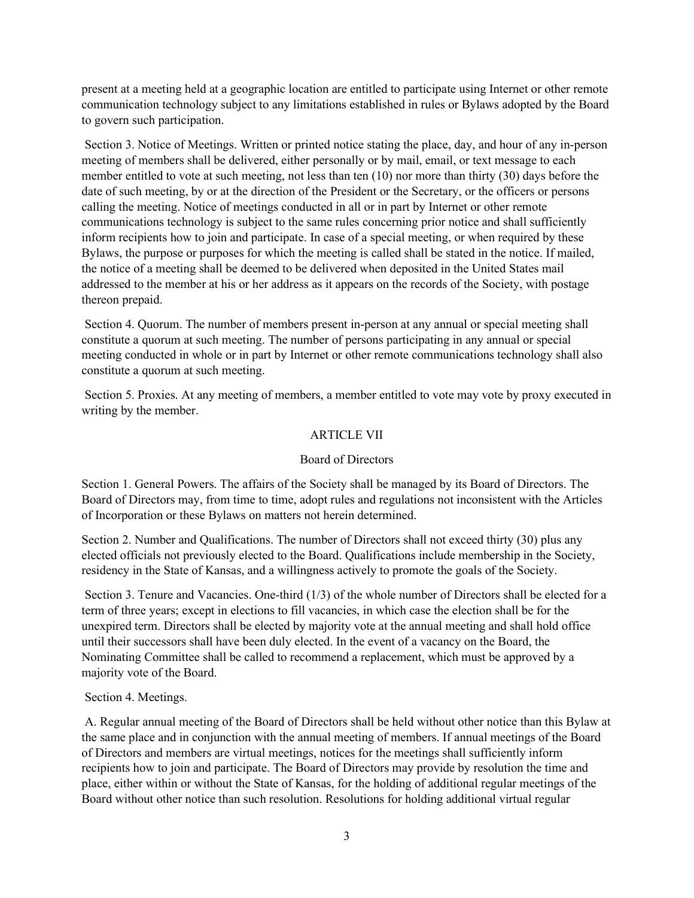present at a meeting held at a geographic location are entitled to participate using Internet or other remote communication technology subject to any limitations established in rules or Bylaws adopted by the Board to govern such participation.

Section 3. Notice of Meetings. Written or printed notice stating the place, day, and hour of any in-person meeting of members shall be delivered, either personally or by mail, email, or text message to each member entitled to vote at such meeting, not less than ten (10) nor more than thirty (30) days before the date of such meeting, by or at the direction of the President or the Secretary, or the officers or persons calling the meeting. Notice of meetings conducted in all or in part by Internet or other remote communications technology is subject to the same rules concerning prior notice and shall sufficiently inform recipients how to join and participate. In case of a special meeting, or when required by these Bylaws, the purpose or purposes for which the meeting is called shall be stated in the notice. If mailed, the notice of a meeting shall be deemed to be delivered when deposited in the United States mail addressed to the member at his or her address as it appears on the records of the Society, with postage thereon prepaid.

Section 4. Quorum. The number of members present in-person at any annual or special meeting shall constitute a quorum at such meeting. The number of persons participating in any annual or special meeting conducted in whole or in part by Internet or other remote communications technology shall also constitute a quorum at such meeting.

Section 5. Proxies. At any meeting of members, a member entitled to vote may vote by proxy executed in writing by the member.

## ARTICLE VII

## Board of Directors

Section 1. General Powers. The affairs of the Society shall be managed by its Board of Directors. The Board of Directors may, from time to time, adopt rules and regulations not inconsistent with the Articles of Incorporation or these Bylaws on matters not herein determined.

Section 2. Number and Qualifications. The number of Directors shall not exceed thirty (30) plus any elected officials not previously elected to the Board. Qualifications include membership in the Society, residency in the State of Kansas, and a willingness actively to promote the goals of the Society.

Section 3. Tenure and Vacancies. One-third (1/3) of the whole number of Directors shall be elected for a term of three years; except in elections to fill vacancies, in which case the election shall be for the unexpired term. Directors shall be elected by majority vote at the annual meeting and shall hold office until their successors shall have been duly elected. In the event of a vacancy on the Board, the Nominating Committee shall be called to recommend a replacement, which must be approved by a majority vote of the Board.

Section 4. Meetings.

A. Regular annual meeting of the Board of Directors shall be held without other notice than this Bylaw at the same place and in conjunction with the annual meeting of members. If annual meetings of the Board of Directors and members are virtual meetings, notices for the meetings shall sufficiently inform recipients how to join and participate. The Board of Directors may provide by resolution the time and place, either within or without the State of Kansas, for the holding of additional regular meetings of the Board without other notice than such resolution. Resolutions for holding additional virtual regular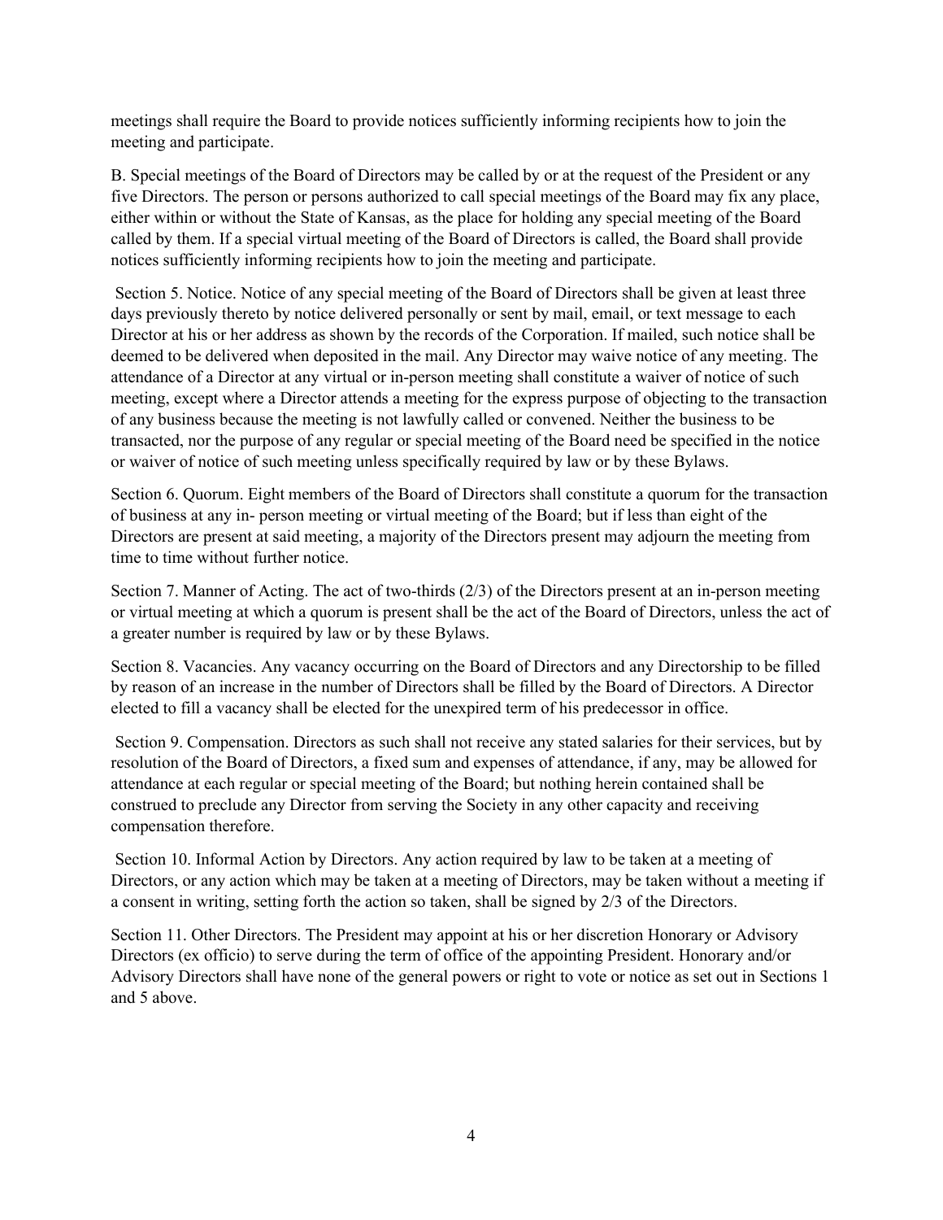meetings shall require the Board to provide notices sufficiently informing recipients how to join the meeting and participate.

B. Special meetings of the Board of Directors may be called by or at the request of the President or any five Directors. The person or persons authorized to call special meetings of the Board may fix any place, either within or without the State of Kansas, as the place for holding any special meeting of the Board called by them. If a special virtual meeting of the Board of Directors is called, the Board shall provide notices sufficiently informing recipients how to join the meeting and participate.

Section 5. Notice. Notice of any special meeting of the Board of Directors shall be given at least three days previously thereto by notice delivered personally or sent by mail, email, or text message to each Director at his or her address as shown by the records of the Corporation. If mailed, such notice shall be deemed to be delivered when deposited in the mail. Any Director may waive notice of any meeting. The attendance of a Director at any virtual or in-person meeting shall constitute a waiver of notice of such meeting, except where a Director attends a meeting for the express purpose of objecting to the transaction of any business because the meeting is not lawfully called or convened. Neither the business to be transacted, nor the purpose of any regular or special meeting of the Board need be specified in the notice or waiver of notice of such meeting unless specifically required by law or by these Bylaws.

Section 6. Quorum. Eight members of the Board of Directors shall constitute a quorum for the transaction of business at any in- person meeting or virtual meeting of the Board; but if less than eight of the Directors are present at said meeting, a majority of the Directors present may adjourn the meeting from time to time without further notice.

Section 7. Manner of Acting. The act of two-thirds (2/3) of the Directors present at an in-person meeting or virtual meeting at which a quorum is present shall be the act of the Board of Directors, unless the act of a greater number is required by law or by these Bylaws.

Section 8. Vacancies. Any vacancy occurring on the Board of Directors and any Directorship to be filled by reason of an increase in the number of Directors shall be filled by the Board of Directors. A Director elected to fill a vacancy shall be elected for the unexpired term of his predecessor in office.

Section 9. Compensation. Directors as such shall not receive any stated salaries for their services, but by resolution of the Board of Directors, a fixed sum and expenses of attendance, if any, may be allowed for attendance at each regular or special meeting of the Board; but nothing herein contained shall be construed to preclude any Director from serving the Society in any other capacity and receiving compensation therefore.

Section 10. Informal Action by Directors. Any action required by law to be taken at a meeting of Directors, or any action which may be taken at a meeting of Directors, may be taken without a meeting if a consent in writing, setting forth the action so taken, shall be signed by 2/3 of the Directors.

Section 11. Other Directors. The President may appoint at his or her discretion Honorary or Advisory Directors (ex officio) to serve during the term of office of the appointing President. Honorary and/or Advisory Directors shall have none of the general powers or right to vote or notice as set out in Sections 1 and 5 above.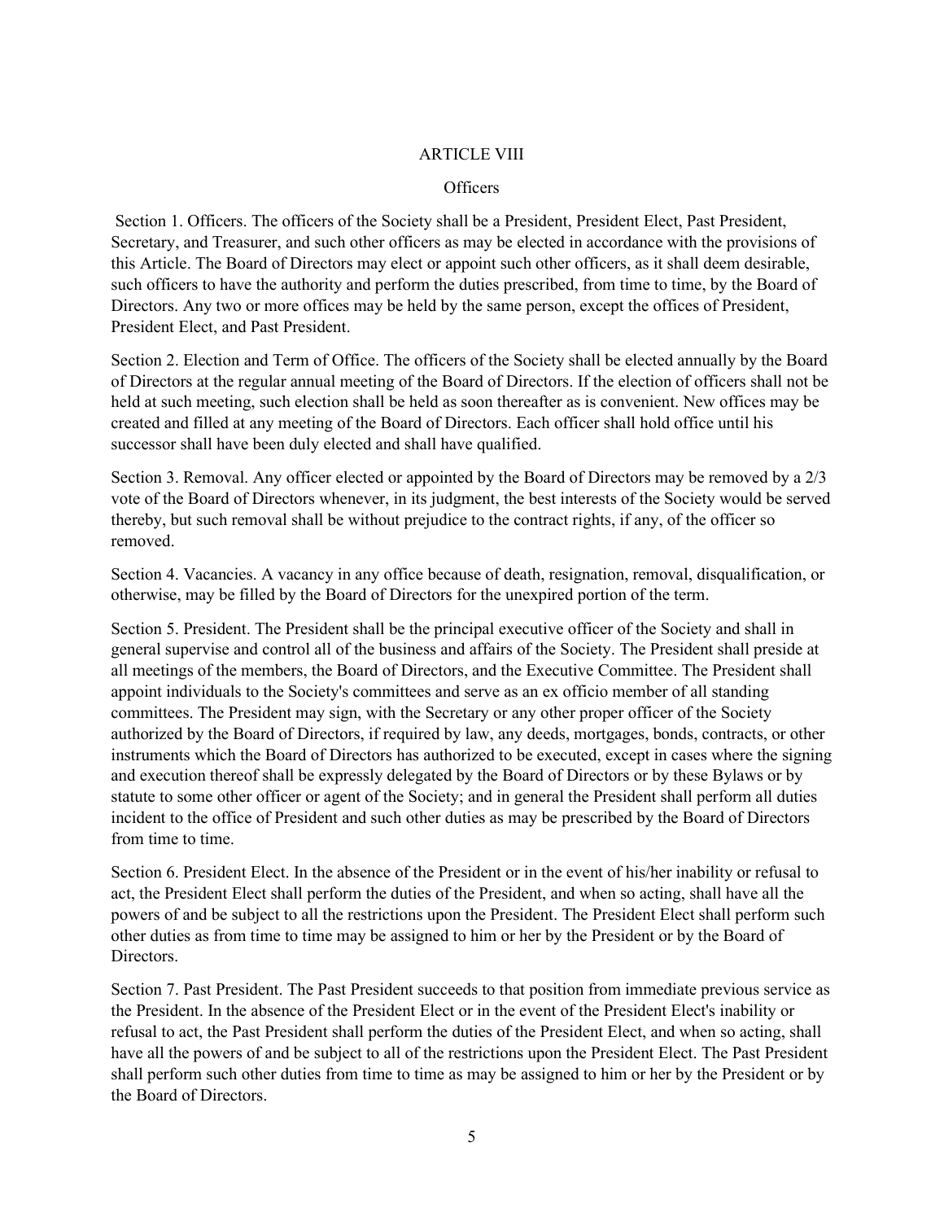# ARTICLE VIII

## Officers

Section 1. Officers. The officers of the Society shall be a President, President Elect, Past President, Secretary, and Treasurer, and such other officers as may be elected in accordance with the provisions of this Article. The Board of Directors may elect or appoint such other officers, as it shall deem desirable, such officers to have the authority and perform the duties prescribed, from time to time, by the Board of Directors. Any two or more offices may be held by the same person, except the offices of President, President Elect, and Past President.

Section 2. Election and Term of Office. The officers of the Society shall be elected annually by the Board of Directors at the regular annual meeting of the Board of Directors. If the election of officers shall not be held at such meeting, such election shall be held as soon thereafter as is convenient. New offices may be created and filled at any meeting of the Board of Directors. Each officer shall hold office until his successor shall have been duly elected and shall have qualified.

Section 3. Removal. Any officer elected or appointed by the Board of Directors may be removed by a 2/3 vote of the Board of Directors whenever, in its judgment, the best interests of the Society would be served thereby, but such removal shall be without prejudice to the contract rights, if any, of the officer so removed.

Section 4. Vacancies. A vacancy in any office because of death, resignation, removal, disqualification, or otherwise, may be filled by the Board of Directors for the unexpired portion of the term.

Section 5. President. The President shall be the principal executive officer of the Society and shall in general supervise and control all of the business and affairs of the Society. The President shall preside at all meetings of the members, the Board of Directors, and the Executive Committee. The President shall appoint individuals to the Society's committees and serve as an ex officio member of all standing committees. The President may sign, with the Secretary or any other proper officer of the Society authorized by the Board of Directors, if required by law, any deeds, mortgages, bonds, contracts, or other instruments which the Board of Directors has authorized to be executed, except in cases where the signing and execution thereof shall be expressly delegated by the Board of Directors or by these Bylaws or by statute to some other officer or agent of the Society; and in general the President shall perform all duties incident to the office of President and such other duties as may be prescribed by the Board of Directors from time to time.

Section 6. President Elect. In the absence of the President or in the event of his/her inability or refusal to act, the President Elect shall perform the duties of the President, and when so acting, shall have all the powers of and be subject to all the restrictions upon the President. The President Elect shall perform such other duties as from time to time may be assigned to him or her by the President or by the Board of Directors.

Section 7. Past President. The Past President succeeds to that position from immediate previous service as the President. In the absence of the President Elect or in the event of the President Elect's inability or refusal to act, the Past President shall perform the duties of the President Elect, and when so acting, shall have all the powers of and be subject to all of the restrictions upon the President Elect. The Past President shall perform such other duties from time to time as may be assigned to him or her by the President or by the Board of Directors.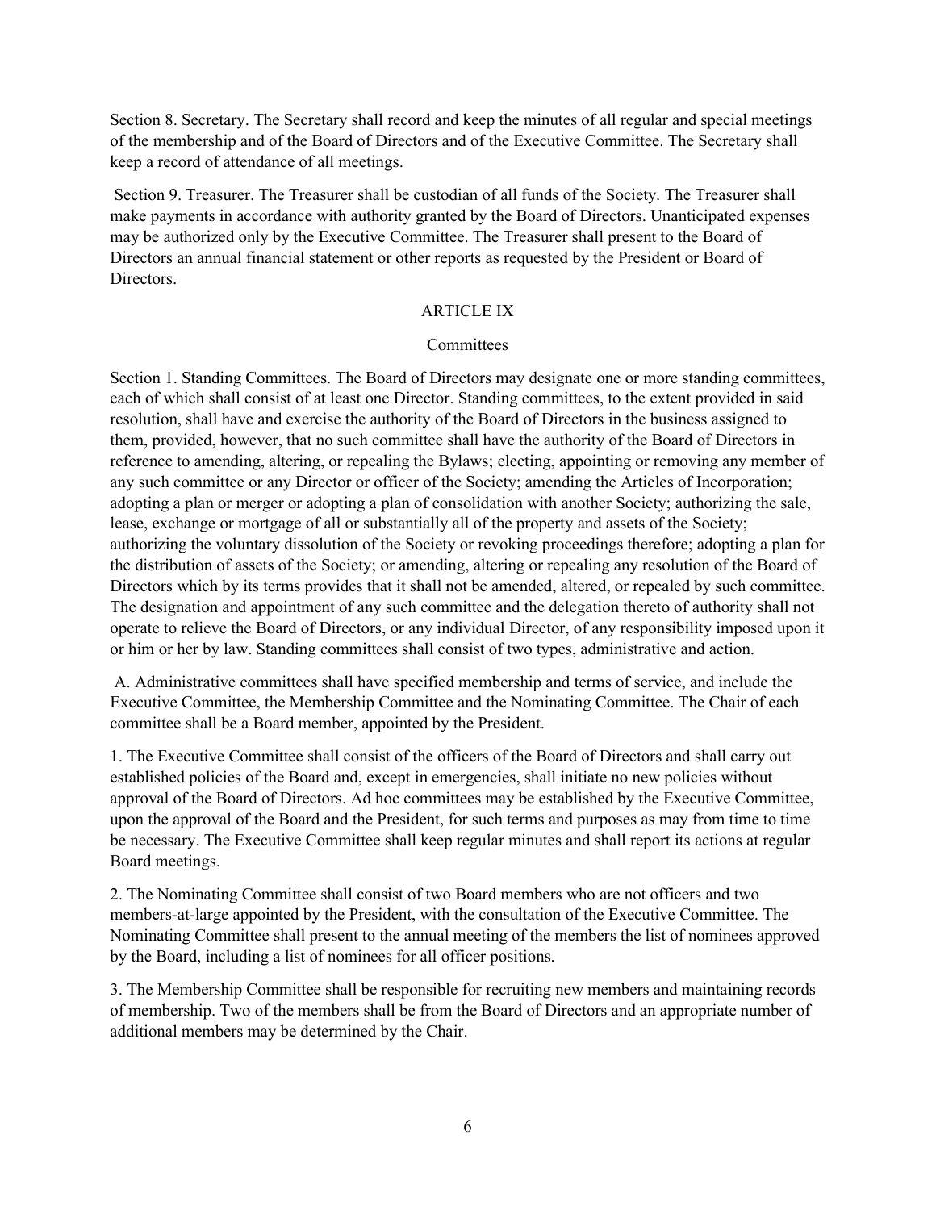Section 8. Secretary. The Secretary shall record and keep the minutes of all regular and special meetings of the membership and of the Board of Directors and of the Executive Committee. The Secretary shall keep a record of attendance of all meetings.

Section 9. Treasurer. The Treasurer shall be custodian of all funds of the Society. The Treasurer shall make payments in accordance with authority granted by the Board of Directors. Unanticipated expenses may be authorized only by the Executive Committee. The Treasurer shall present to the Board of Directors an annual financial statement or other reports as requested by the President or Board of Directors.

## ARTICLE IX

### Committees

Section 1. Standing Committees. The Board of Directors may designate one or more standing committees, each of which shall consist of at least one Director. Standing committees, to the extent provided in said resolution, shall have and exercise the authority of the Board of Directors in the business assigned to them, provided, however, that no such committee shall have the authority of the Board of Directors in reference to amending, altering, or repealing the Bylaws; electing, appointing or removing any member of any such committee or any Director or officer of the Society; amending the Articles of Incorporation; adopting a plan or merger or adopting a plan of consolidation with another Society; authorizing the sale, lease, exchange or mortgage of all or substantially all of the property and assets of the Society; authorizing the voluntary dissolution of the Society or revoking proceedings therefore; adopting a plan for the distribution of assets of the Society; or amending, altering or repealing any resolution of the Board of Directors which by its terms provides that it shall not be amended, altered, or repealed by such committee. The designation and appointment of any such committee and the delegation thereto of authority shall not operate to relieve the Board of Directors, or any individual Director, of any responsibility imposed upon it or him or her by law. Standing committees shall consist of two types, administrative and action.

A. Administrative committees shall have specified membership and terms of service, and include the Executive Committee, the Membership Committee and the Nominating Committee. The Chair of each committee shall be a Board member, appointed by the President.

1. The Executive Committee shall consist of the officers of the Board of Directors and shall carry out established policies of the Board and, except in emergencies, shall initiate no new policies without approval of the Board of Directors. Ad hoc committees may be established by the Executive Committee, upon the approval of the Board and the President, for such terms and purposes as may from time to time be necessary. The Executive Committee shall keep regular minutes and shall report its actions at regular Board meetings.

2. The Nominating Committee shall consist of two Board members who are not officers and two members-at-large appointed by the President, with the consultation of the Executive Committee. The Nominating Committee shall present to the annual meeting of the members the list of nominees approved by the Board, including a list of nominees for all officer positions.

3. The Membership Committee shall be responsible for recruiting new members and maintaining records of membership. Two of the members shall be from the Board of Directors and an appropriate number of additional members may be determined by the Chair.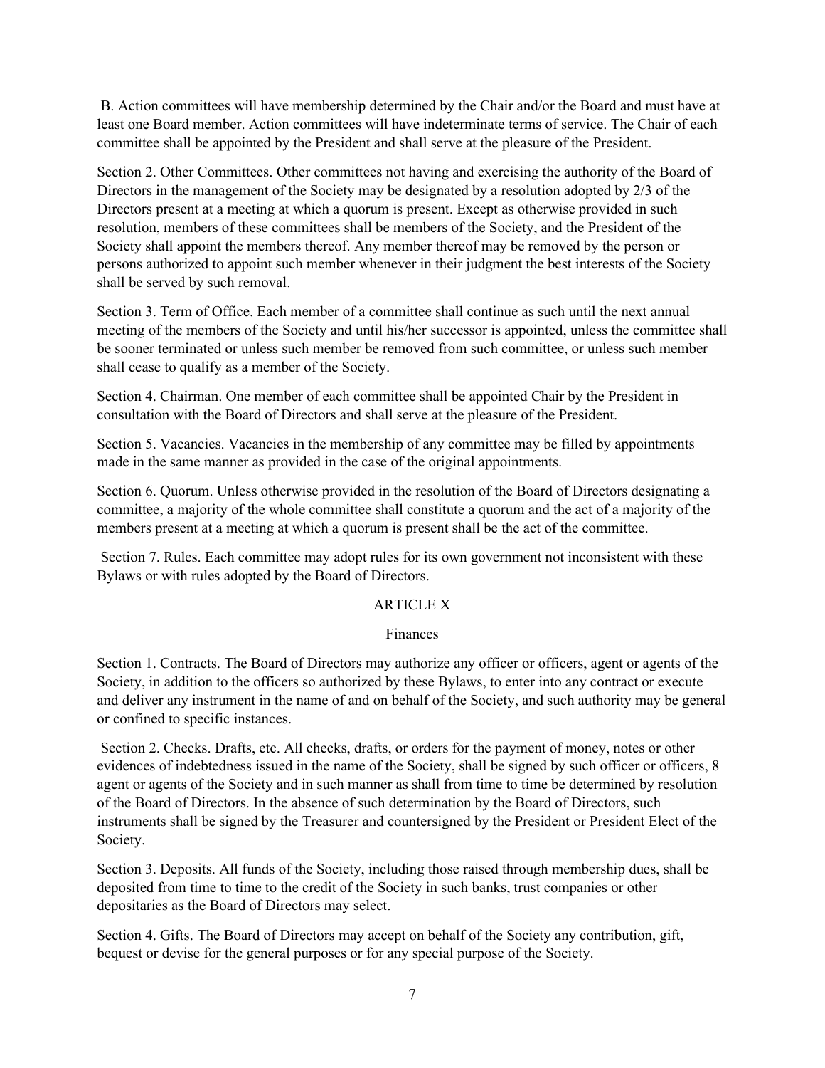B. Action committees will have membership determined by the Chair and/or the Board and must have at least one Board member. Action committees will have indeterminate terms of service. The Chair of each committee shall be appointed by the President and shall serve at the pleasure of the President.

Section 2. Other Committees. Other committees not having and exercising the authority of the Board of Directors in the management of the Society may be designated by a resolution adopted by 2/3 of the Directors present at a meeting at which a quorum is present. Except as otherwise provided in such resolution, members of these committees shall be members of the Society, and the President of the Society shall appoint the members thereof. Any member thereof may be removed by the person or persons authorized to appoint such member whenever in their judgment the best interests of the Society shall be served by such removal.

Section 3. Term of Office. Each member of a committee shall continue as such until the next annual meeting of the members of the Society and until his/her successor is appointed, unless the committee shall be sooner terminated or unless such member be removed from such committee, or unless such member shall cease to qualify as a member of the Society.

Section 4. Chairman. One member of each committee shall be appointed Chair by the President in consultation with the Board of Directors and shall serve at the pleasure of the President.

Section 5. Vacancies. Vacancies in the membership of any committee may be filled by appointments made in the same manner as provided in the case of the original appointments.

Section 6. Quorum. Unless otherwise provided in the resolution of the Board of Directors designating a committee, a majority of the whole committee shall constitute a quorum and the act of a majority of the members present at a meeting at which a quorum is present shall be the act of the committee.

Section 7. Rules. Each committee may adopt rules for its own government not inconsistent with these Bylaws or with rules adopted by the Board of Directors.

## ARTICLE X

### Finances

Section 1. Contracts. The Board of Directors may authorize any officer or officers, agent or agents of the Society, in addition to the officers so authorized by these Bylaws, to enter into any contract or execute and deliver any instrument in the name of and on behalf of the Society, and such authority may be general or confined to specific instances.

Section 2. Checks. Drafts, etc. All checks, drafts, or orders for the payment of money, notes or other evidences of indebtedness issued in the name of the Society, shall be signed by such officer or officers, 8 agent or agents of the Society and in such manner as shall from time to time be determined by resolution of the Board of Directors. In the absence of such determination by the Board of Directors, such instruments shall be signed by the Treasurer and countersigned by the President or President Elect of the Society.

Section 3. Deposits. All funds of the Society, including those raised through membership dues, shall be deposited from time to time to the credit of the Society in such banks, trust companies or other depositaries as the Board of Directors may select.

Section 4. Gifts. The Board of Directors may accept on behalf of the Society any contribution, gift, bequest or devise for the general purposes or for any special purpose of the Society.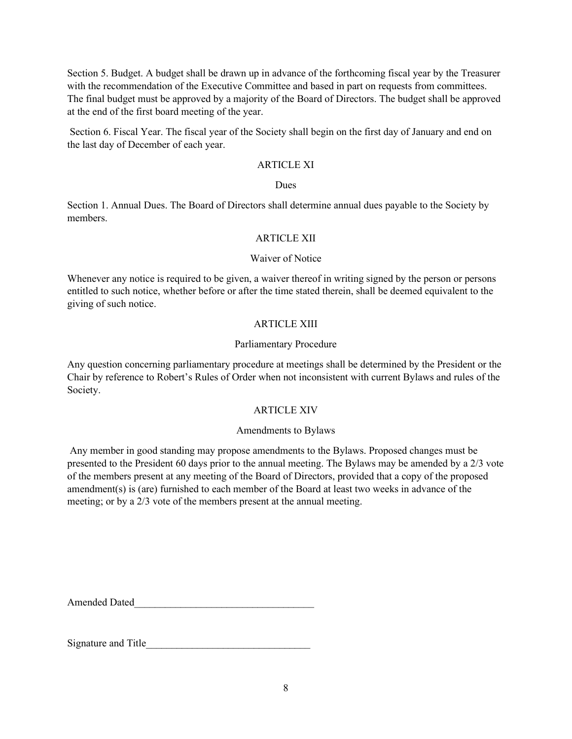Section 5. Budget. A budget shall be drawn up in advance of the forthcoming fiscal year by the Treasurer with the recommendation of the Executive Committee and based in part on requests from committees. The final budget must be approved by a majority of the Board of Directors. The budget shall be approved at the end of the first board meeting of the year.

Section 6. Fiscal Year. The fiscal year of the Society shall begin on the first day of January and end on the last day of December of each year.

## ARTICLE XI

### Dues

Section 1. Annual Dues. The Board of Directors shall determine annual dues payable to the Society by members.

## ARTICLE XII

### Waiver of Notice

Whenever any notice is required to be given, a waiver thereof in writing signed by the person or persons entitled to such notice, whether before or after the time stated therein, shall be deemed equivalent to the giving of such notice.

## ARTICLE XIII

### Parliamentary Procedure

Any question concerning parliamentary procedure at meetings shall be determined by the President or the Chair by reference to Robert's Rules of Order when not inconsistent with current Bylaws and rules of the Society.

## ARTICLE XIV

### Amendments to Bylaws

Any member in good standing may propose amendments to the Bylaws. Proposed changes must be presented to the President 60 days prior to the annual meeting. The Bylaws may be amended by a 2/3 vote of the members present at any meeting of the Board of Directors, provided that a copy of the proposed amendment(s) is (are) furnished to each member of the Board at least two weeks in advance of the meeting; or by a 2/3 vote of the members present at the annual meeting.

Amended Dated___________________________________

Signature and Title________________________________